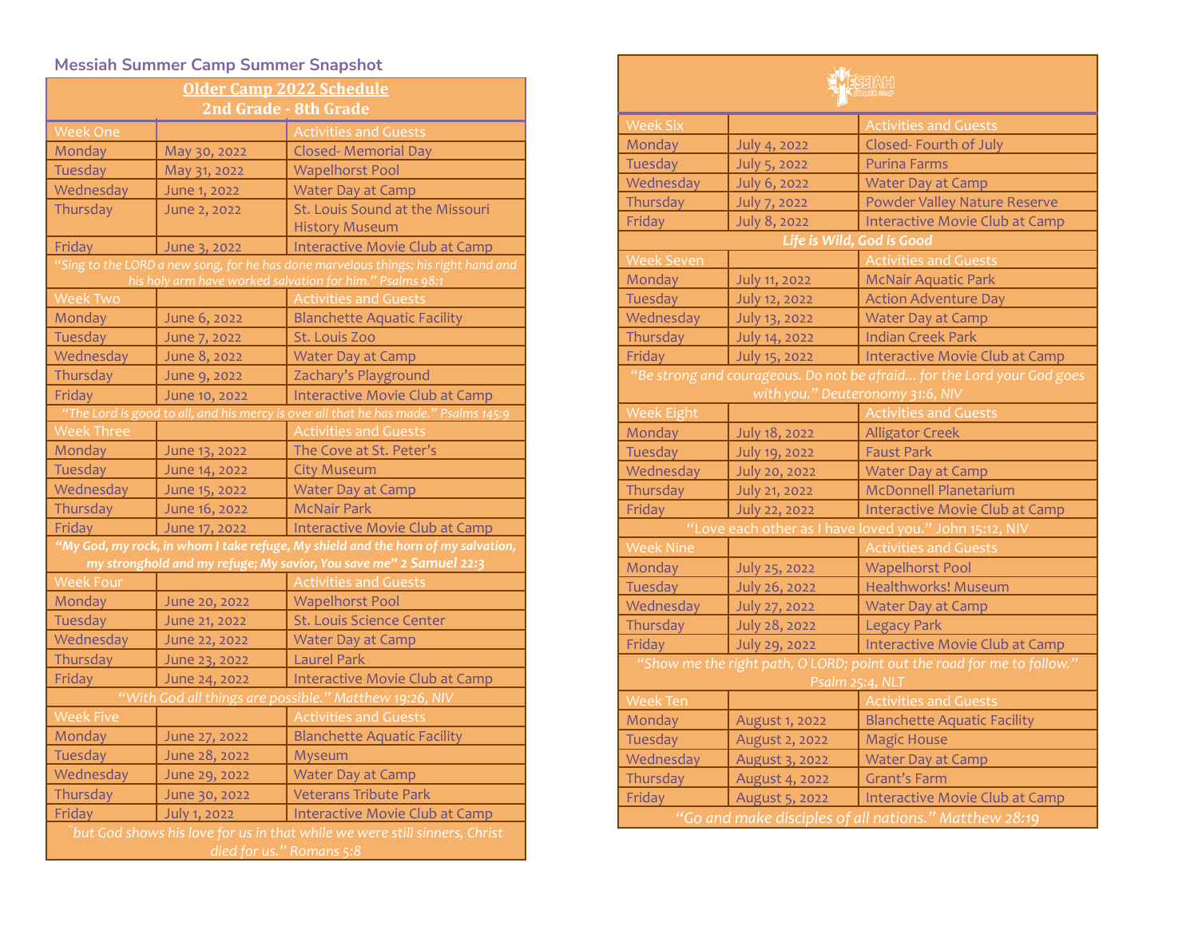## Messiah Summer Camp Summer Snapshot

**Older Camp 2022 Schedule**
**2nd Grade - 8th Grade**

| Week One | | Activities and Guests |
|---|---|---|
| Monday | May 30, 2022 | Closed- Memorial Day |
| Tuesday | May 31, 2022 | Wapelhorst Pool |
| Wednesday | June 1, 2022 | Water Day at Camp |
| Thursday | June 2, 2022 | St. Louis Sound at the Missouri History Museum |
| Friday | June 3, 2022 | Interactive Movie Club at Camp |

*"Sing to the LORD a new song, for he has done marvelous things; his right hand and his holy arm have worked salvation for him." Psalms 98:1*

| Week Two | | Activities and Guests |
|---|---|---|
| Monday | June 6, 2022 | Blanchette Aquatic Facility |
| Tuesday | June 7, 2022 | St. Louis Zoo |
| Wednesday | June 8, 2022 | Water Day at Camp |
| Thursday | June 9, 2022 | Zachary's Playground |
| Friday | June 10, 2022 | Interactive Movie Club at Camp |

*"The Lord is good to all, and his mercy is over all that he has made." Psalms 145:9*

| Week Three | | Activities and Guests |
|---|---|---|
| Monday | June 13, 2022 | The Cove at St. Peter's |
| Tuesday | June 14, 2022 | City Museum |
| Wednesday | June 15, 2022 | Water Day at Camp |
| Thursday | June 16, 2022 | McNair Park |
| Friday | June 17, 2022 | Interactive Movie Club at Camp |

***"My God, my rock, in whom I take refuge, My shield and the horn of my salvation, my stronghold and my refuge; My savior, You save me" 2 Samuel 22:3***

| Week Four | | Activities and Guests |
|---|---|---|
| Monday | June 20, 2022 | Wapelhorst Pool |
| Tuesday | June 21, 2022 | St. Louis Science Center |
| Wednesday | June 22, 2022 | Water Day at Camp |
| Thursday | June 23, 2022 | Laurel Park |
| Friday | June 24, 2022 | Interactive Movie Club at Camp |

*"With God all things are possible." Matthew 19:26, NIV*

| Week Five | | Activities and Guests |
|---|---|---|
| Monday | June 27, 2022 | Blanchette Aquatic Facility |
| Tuesday | June 28, 2022 | Myseum |
| Wednesday | June 29, 2022 | Water Day at Camp |
| Thursday | June 30, 2022 | Veterans Tribute Park |
| Friday | July 1, 2022 | Interactive Movie Club at Camp |

*"but God shows his love for us in that while we were still sinners, Christ died for us." Romans 5:8*

MESSIAH Summer Camp

| Week Six | | Activities and Guests |
|---|---|---|
| Monday | July 4, 2022 | Closed- Fourth of July |
| Tuesday | July 5, 2022 | Purina Farms |
| Wednesday | July 6, 2022 | Water Day at Camp |
| Thursday | July 7, 2022 | Powder Valley Nature Reserve |
| Friday | July 8, 2022 | Interactive Movie Club at Camp |

***Life is Wild, God is Good***

| Week Seven | | Activities and Guests |
|---|---|---|
| Monday | July 11, 2022 | McNair Aquatic Park |
| Tuesday | July 12, 2022 | Action Adventure Day |
| Wednesday | July 13, 2022 | Water Day at Camp |
| Thursday | July 14, 2022 | Indian Creek Park |
| Friday | July 15, 2022 | Interactive Movie Club at Camp |

*"Be strong and courageous. Do not be afraid… for the Lord your God goes with you." Deuteronomy 31:6, NIV*

| Week Eight | | Activities and Guests |
|---|---|---|
| Monday | July 18, 2022 | Alligator Creek |
| Tuesday | July 19, 2022 | Faust Park |
| Wednesday | July 20, 2022 | Water Day at Camp |
| Thursday | July 21, 2022 | McDonnell Planetarium |
| Friday | July 22, 2022 | Interactive Movie Club at Camp |

"Love each other as I have loved you." John 15:12, NIV

| Week Nine | | Activities and Guests |
|---|---|---|
| Monday | July 25, 2022 | Wapelhorst Pool |
| Tuesday | July 26, 2022 | Healthworks! Museum |
| Wednesday | July 27, 2022 | Water Day at Camp |
| Thursday | July 28, 2022 | Legacy Park |
| Friday | July 29, 2022 | Interactive Movie Club at Camp |

*"Show me the right path, O LORD; point out the road for me to follow." Psalm 25:4, NLT*

| Week Ten | | Activities and Guests |
|---|---|---|
| Monday | August 1, 2022 | Blanchette Aquatic Facility |
| Tuesday | August 2, 2022 | Magic House |
| Wednesday | August 3, 2022 | Water Day at Camp |
| Thursday | August 4, 2022 | Grant's Farm |
| Friday | August 5, 2022 | Interactive Movie Club at Camp |

*"Go and make disciples of all nations." Matthew 28:19*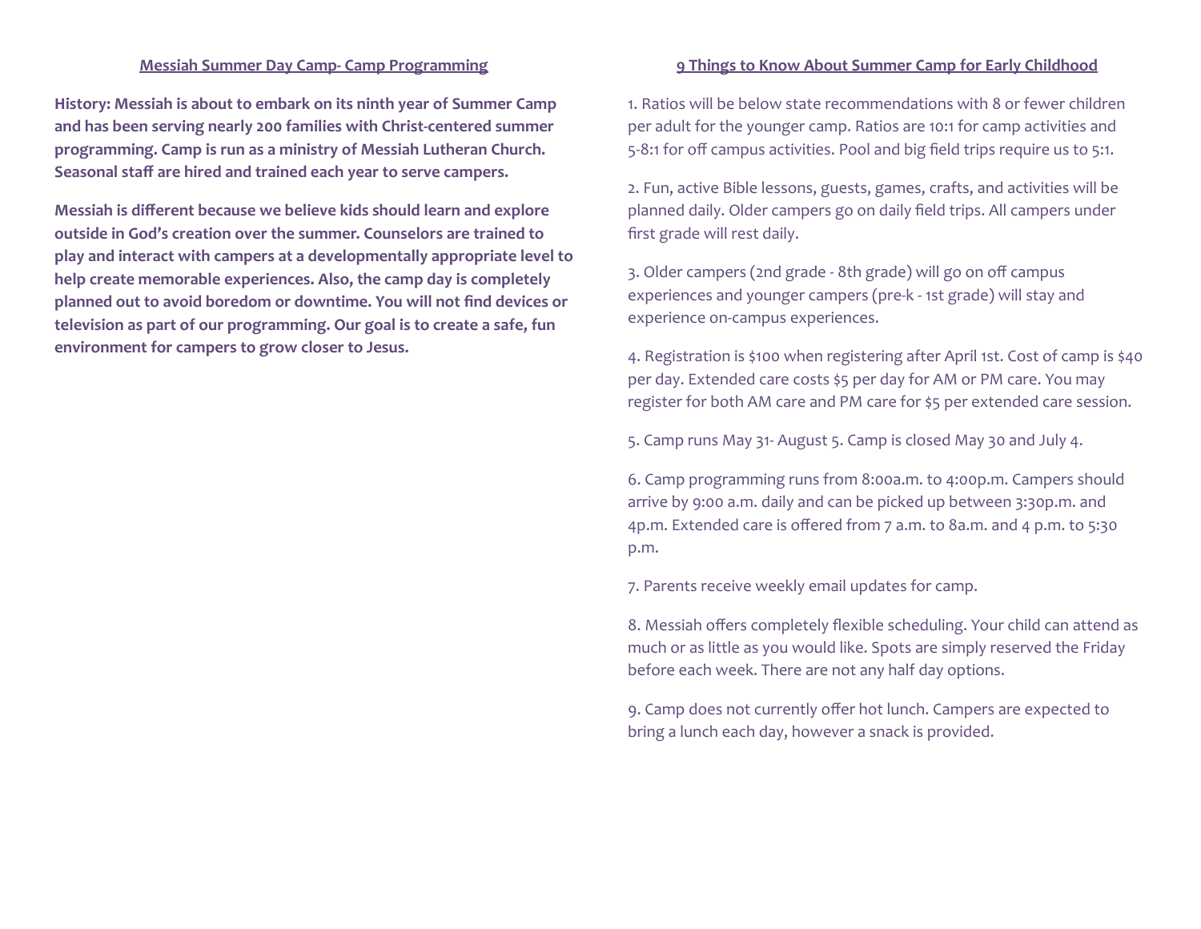## Messiah Summer Day Camp- Camp Programming

**History: Messiah is about to embark on its ninth year of Summer Camp and has been serving nearly 200 families with Christ-centered summer programming. Camp is run as a ministry of Messiah Lutheran Church. Seasonal staff are hired and trained each year to serve campers.**

**Messiah is different because we believe kids should learn and explore outside in God's creation over the summer. Counselors are trained to play and interact with campers at a developmentally appropriate level to help create memorable experiences. Also, the camp day is completely planned out to avoid boredom or downtime. You will not find devices or television as part of our programming. Our goal is to create a safe, fun environment for campers to grow closer to Jesus.**

## 9 Things to Know About Summer Camp for Early Childhood

1. Ratios will be below state recommendations with 8 or fewer children per adult for the younger camp. Ratios are 10:1 for camp activities and 5-8:1 for off campus activities. Pool and big field trips require us to 5:1.

2. Fun, active Bible lessons, guests, games, crafts, and activities will be planned daily. Older campers go on daily field trips. All campers under first grade will rest daily.

3. Older campers (2nd grade - 8th grade) will go on off campus experiences and younger campers (pre-k - 1st grade) will stay and experience on-campus experiences.

4. Registration is $100 when registering after April 1st. Cost of camp is $40 per day. Extended care costs $5 per day for AM or PM care. You may register for both AM care and PM care for $5 per extended care session.

5. Camp runs May 31- August 5. Camp is closed May 30 and July 4.

6. Camp programming runs from 8:00a.m. to 4:00p.m. Campers should arrive by 9:00 a.m. daily and can be picked up between 3:30p.m. and 4p.m. Extended care is offered from 7 a.m. to 8a.m. and 4 p.m. to 5:30 p.m.

7. Parents receive weekly email updates for camp.

8. Messiah offers completely flexible scheduling. Your child can attend as much or as little as you would like. Spots are simply reserved the Friday before each week. There are not any half day options.

9. Camp does not currently offer hot lunch. Campers are expected to bring a lunch each day, however a snack is provided.